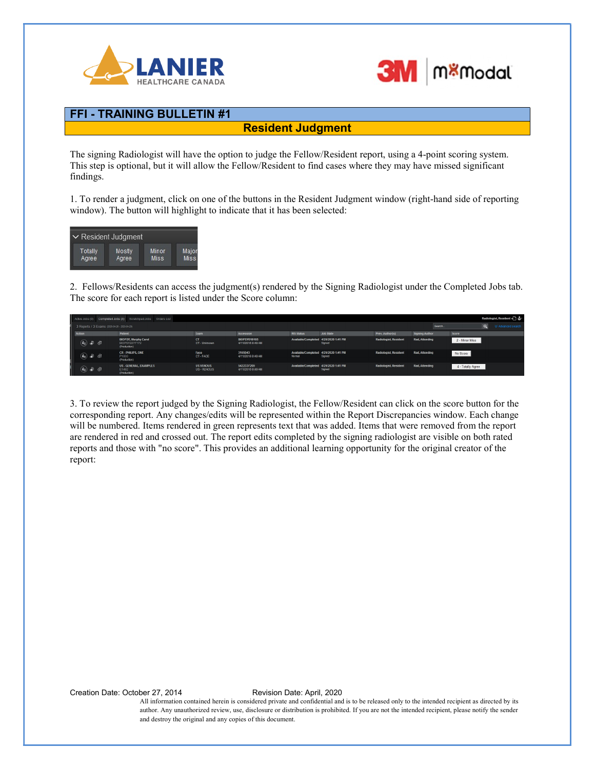# FFI - TRAINING BULLETIN #1

## Resident Judgment

The signing Radiologist will have the option to judge the Fellow/Resident report, using a 4-point scoring system. This step is optional, but it will allow the Fellow/Resident to find cases where they may have missed significant findings.

1. To render a judgment, click on one of the buttons in the Resident Judgment window (right-hand side of reporting window). The button will highlight to indicate that it has been selected:

2. Fellows/Residents can access the judgment(s) rendered by the Signing Radiologist under the Completed Jobs tab. The score for each report is listed under the Score column:

3. To review the report judged by the Signing Radiologist, the Fellow/Resident can click on the score button for the corresponding report. Any changes/edits will be represented within the Report Discrepancies window. Each change will be numbered. Items rendered in green represents text that was added. Items that were removed from the report are rendered in red and crossed out. The report edits completed by the signing radiologist are visible on both rated reports and those with "no score". This provides an additional learning opportunity for the original creator of the report:

Creation Date: October 27, 2014 Revision Date: April, 2020

All information contained herein is considered private and confidential and is to be released only to the intended recipient as directed by its author. Any unauthorized review, use, disclosure or distribution is prohibited. If you are not the intended recipient, please notify the sender and destroy the original and any copies of this document.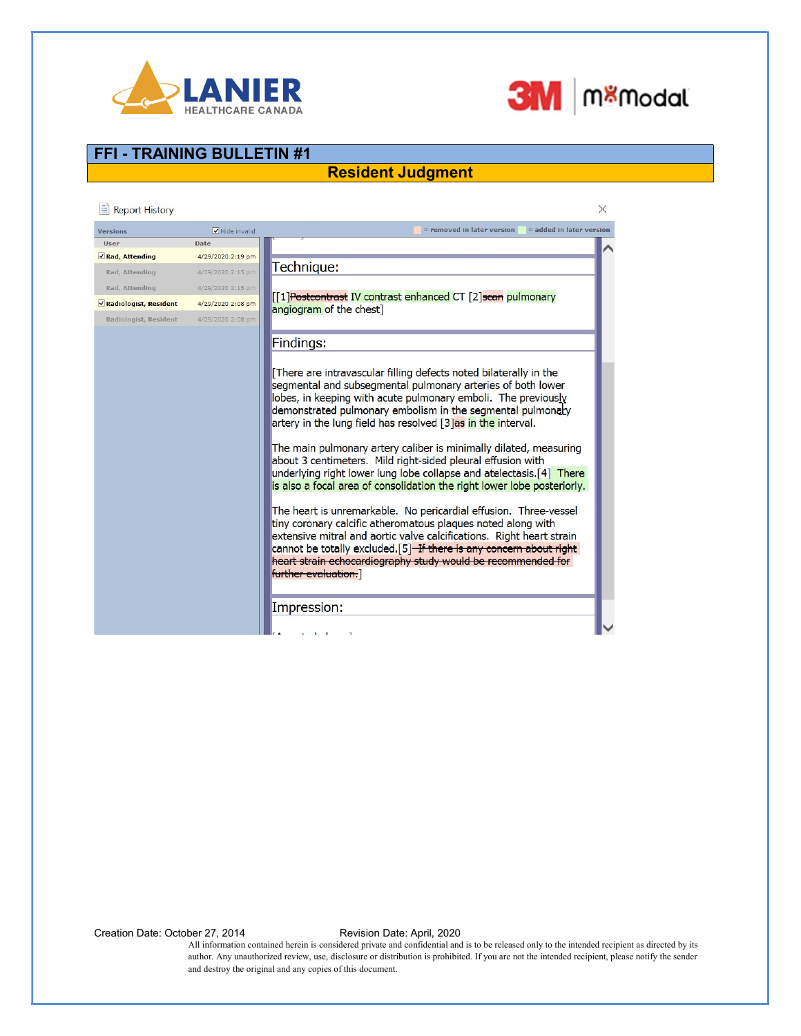# FFI - TRAINING BULLETIN #1

## Resident Judgment

Report History

Versions ☑ Hide invalid

= removed in later version = added in later version

| User | Date |
|---|---|
| ☑ Rad, Attending | 4/29/2020 2:19 pm |
| Rad, Attending | 4/29/2020 2:15 pm |
| Rad, Attending | 4/29/2020 2:15 pm |
| ☑ Radiologist, Resident | 4/29/2020 2:08 pm |
| Radiologist, Resident | 4/29/2020 2:08 pm |

Technique:

[[1]~~Postcontrast~~ IV contrast enhanced CT [2]~~scan~~ pulmonary angiogram of the chest]

Findings:

[There are intravascular filling defects noted bilaterally in the segmental and subsegmental pulmonary arteries of both lower lobes, in keeping with acute pulmonary emboli. The previously demonstrated pulmonary embolism in the segmental pulmonary artery in the lung field has resolved [3]~~as~~ in the interval.

The main pulmonary artery caliber is minimally dilated, measuring about 3 centimeters. Mild right-sided pleural effusion with underlying right lower lung lobe collapse and atelectasis.[4] There is also a focal area of consolidation the right lower lobe posteriorly.

The heart is unremarkable. No pericardial effusion. Three-vessel tiny coronary calcific atheromatous plaques noted along with extensive mitral and aortic valve calcifications. Right heart strain cannot be totally excluded.[5] ~~If there is any concern about right heart strain echocardiography study would be recommended for further evaluation.~~]

Impression:

Creation Date: October 27, 2014 Revision Date: April, 2020

All information contained herein is considered private and confidential and is to be released only to the intended recipient as directed by its author. Any unauthorized review, use, disclosure or distribution is prohibited. If you are not the intended recipient, please notify the sender and destroy the original and any copies of this document.